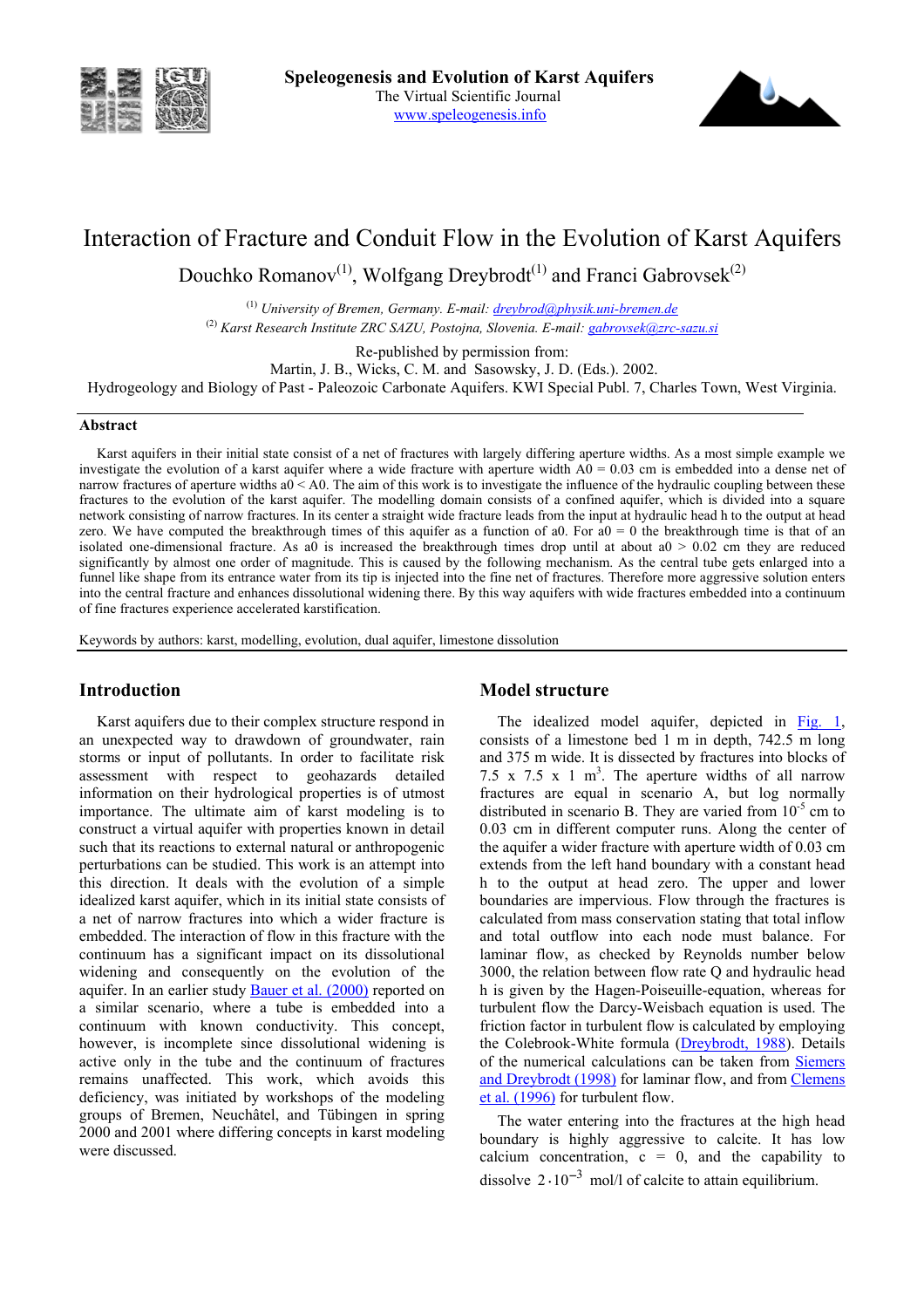Speleogenesis and Evolution of Karst Aquifers
The Virtual Scientific Journal
www.speleogenesis.info

# Interaction of Fracture and Conduit Flow in the Evolution of Karst Aquifers

Douchko Romanov[1], Wolfgang Dreybrodt[1] and Franci Gabrovsek[2]

[1] *University of Bremen, Germany. E-mail: dreybrod@physik.uni-bremen.de*
[2] *Karst Research Institute ZRC SAZU, Postojna, Slovenia. E-mail: gabrovsek@zrc-sazu.si*

Re-published by permission from:
Martin, J. B., Wicks, C. M. and Sasowsky, J. D. (Eds.). 2002.
Hydrogeology and Biology of Past - Paleozoic Carbonate Aquifers. KWI Special Publ. 7, Charles Town, West Virginia.

**Abstract**

Karst aquifers in their initial state consist of a net of fractures with largely differing aperture widths. As a most simple example we investigate the evolution of a karst aquifer where a wide fracture with aperture width A0 = 0.03 cm is embedded into a dense net of narrow fractures of aperture widths a0 < A0. The aim of this work is to investigate the influence of the hydraulic coupling between these fractures to the evolution of the karst aquifer. The modelling domain consists of a confined aquifer, which is divided into a square network consisting of narrow fractures. In its center a straight wide fracture leads from the input at hydraulic head h to the output at head zero. We have computed the breakthrough times of this aquifer as a function of a0. For a0 = 0 the breakthrough time is that of an isolated one-dimensional fracture. As a0 is increased the breakthrough times drop until at about a0 > 0.02 cm they are reduced significantly by almost one order of magnitude. This is caused by the following mechanism. As the central tube gets enlarged into a funnel like shape from its entrance water from its tip is injected into the fine net of fractures. Therefore more aggressive solution enters into the central fracture and enhances dissolutional widening there. By this way aquifers with wide fractures embedded into a continuum of fine fractures experience accelerated karstification.

Keywords by authors: karst, modelling, evolution, dual aquifer, limestone dissolution

## Introduction

Karst aquifers due to their complex structure respond in an unexpected way to drawdown of groundwater, rain storms or input of pollutants. In order to facilitate risk assessment with respect to geohazards detailed information on their hydrological properties is of utmost importance. The ultimate aim of karst modeling is to construct a virtual aquifer with properties known in detail such that its reactions to external natural or anthropogenic perturbations can be studied. This work is an attempt into this direction. It deals with the evolution of a simple idealized karst aquifer, which in its initial state consists of a net of narrow fractures into which a wider fracture is embedded. The interaction of flow in this fracture with the continuum has a significant impact on its dissolutional widening and consequently on the evolution of the aquifer. In an earlier study Bauer et al. (2000) reported on a similar scenario, where a tube is embedded into a continuum with known conductivity. This concept, however, is incomplete since dissolutional widening is active only in the tube and the continuum of fractures remains unaffected. This work, which avoids this deficiency, was initiated by workshops of the modeling groups of Bremen, Neuchâtel, and Tübingen in spring 2000 and 2001 where differing concepts in karst modeling were discussed.

## Model structure

The idealized model aquifer, depicted in Fig. 1, consists of a limestone bed 1 m in depth, 742.5 m long and 375 m wide. It is dissected by fractures into blocks of 7.5 x 7.5 x 1 $m^3$. The aperture widths of all narrow fractures are equal in scenario A, but log normally distributed in scenario B. They are varied from $10^{-5}$ cm to 0.03 cm in different computer runs. Along the center of the aquifer a wider fracture with aperture width of 0.03 cm extends from the left hand boundary with a constant head h to the output at head zero. The upper and lower boundaries are impervious. Flow through the fractures is calculated from mass conservation stating that total inflow and total outflow into each node must balance. For laminar flow, as checked by Reynolds number below 3000, the relation between flow rate Q and hydraulic head h is given by the Hagen-Poiseuille-equation, whereas for turbulent flow the Darcy-Weisbach equation is used. The friction factor in turbulent flow is calculated by employing the Colebrook-White formula (Dreybrodt, 1988). Details of the numerical calculations can be taken from Siemers and Dreybrodt (1998) for laminar flow, and from Clemens et al. (1996) for turbulent flow.

The water entering into the fractures at the high head boundary is highly aggressive to calcite. It has low calcium concentration, c = 0, and the capability to dissolve $2 \cdot 10^{-3}$ mol/l of calcite to attain equilibrium.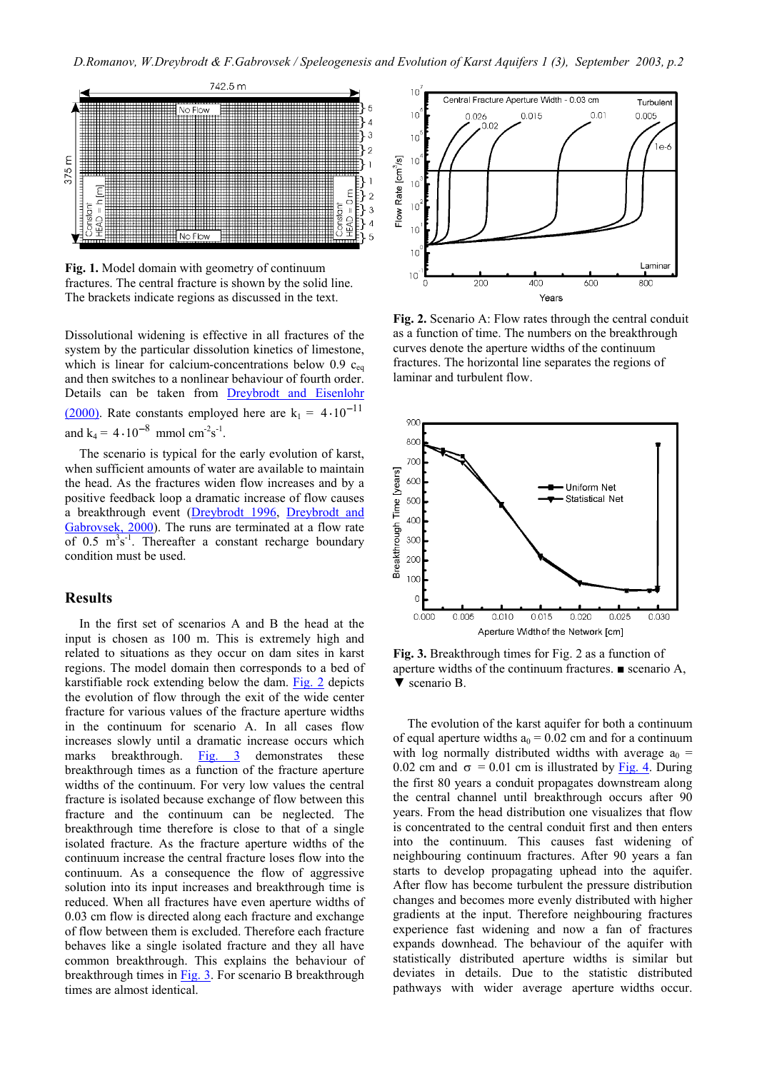**Fig. 1.** Model domain with geometry of continuum fractures. The central fracture is shown by the solid line. The brackets indicate regions as discussed in the text.

**Fig. 2.** Scenario A: Flow rates through the central conduit as a function of time. The numbers on the breakthrough curves denote the aperture widths of the continuum fractures. The horizontal line separates the regions of laminar and turbulent flow.

Dissolutional widening is effective in all fractures of the system by the particular dissolution kinetics of limestone, which is linear for calcium-concentrations below 0.9 $c_{eq}$ and then switches to a nonlinear behaviour of fourth order. Details can be taken from Dreybrodt and Eisenlohr (2000). Rate constants employed here are $k_1 = 4 \cdot 10^{-11}$ and $k_4 = 4 \cdot 10^{-8}$ mmol $cm^{-2}s^{-1}$.

The scenario is typical for the early evolution of karst, when sufficient amounts of water are available to maintain the head. As the fractures widen flow increases and by a positive feedback loop a dramatic increase of flow causes a breakthrough event (Dreybrodt 1996, Dreybrodt and Gabrovsek, 2000). The runs are terminated at a flow rate of 0.5 $m^3s^{-1}$. Thereafter a constant recharge boundary condition must be used.

**Fig. 3.** Breakthrough times for Fig. 2 as a function of aperture widths of the continuum fractures. ■ scenario A, ▼ scenario B.

## Results

In the first set of scenarios A and B the head at the input is chosen as 100 m. This is extremely high and related to situations as they occur on dam sites in karst regions. The model domain then corresponds to a bed of karstifiable rock extending below the dam. Fig. 2 depicts the evolution of flow through the exit of the wide center fracture for various values of the fracture aperture widths in the continuum for scenario A. In all cases flow increases slowly until a dramatic increase occurs which marks breakthrough. Fig. 3 demonstrates these breakthrough times as a function of the fracture aperture widths of the continuum. For very low values the central fracture is isolated because exchange of flow between this fracture and the continuum can be neglected. The breakthrough time therefore is close to that of a single isolated fracture. As the fracture aperture widths of the continuum increase the central fracture loses flow into the continuum. As a consequence the flow of aggressive solution into its input increases and breakthrough time is reduced. When all fractures have even aperture widths of 0.03 cm flow is directed along each fracture and exchange of flow between them is excluded. Therefore each fracture behaves like a single isolated fracture and they all have common breakthrough. This explains the behaviour of breakthrough times in Fig. 3. For scenario B breakthrough times are almost identical.

The evolution of the karst aquifer for both a continuum of equal aperture widths $a_0 = 0.02$ cm and for a continuum with log normally distributed widths with average $a_0 = 0.02$ cm and $\sigma = 0.01$ cm is illustrated by Fig. 4. During the first 80 years a conduit propagates downstream along the central channel until breakthrough occurs after 90 years. From the head distribution one visualizes that flow is concentrated to the central conduit first and then enters into the continuum. This causes fast widening of neighbouring continuum fractures. After 90 years a fan starts to develop propagating uphead into the aquifer. After flow has become turbulent the pressure distribution changes and becomes more evenly distributed with higher gradients at the input. Therefore neighbouring fractures experience fast widening and now a fan of fractures expands downhead. The behaviour of the aquifer with statistically distributed aperture widths is similar but deviates in details. Due to the statistic distributed pathways with wider average aperture widths occur.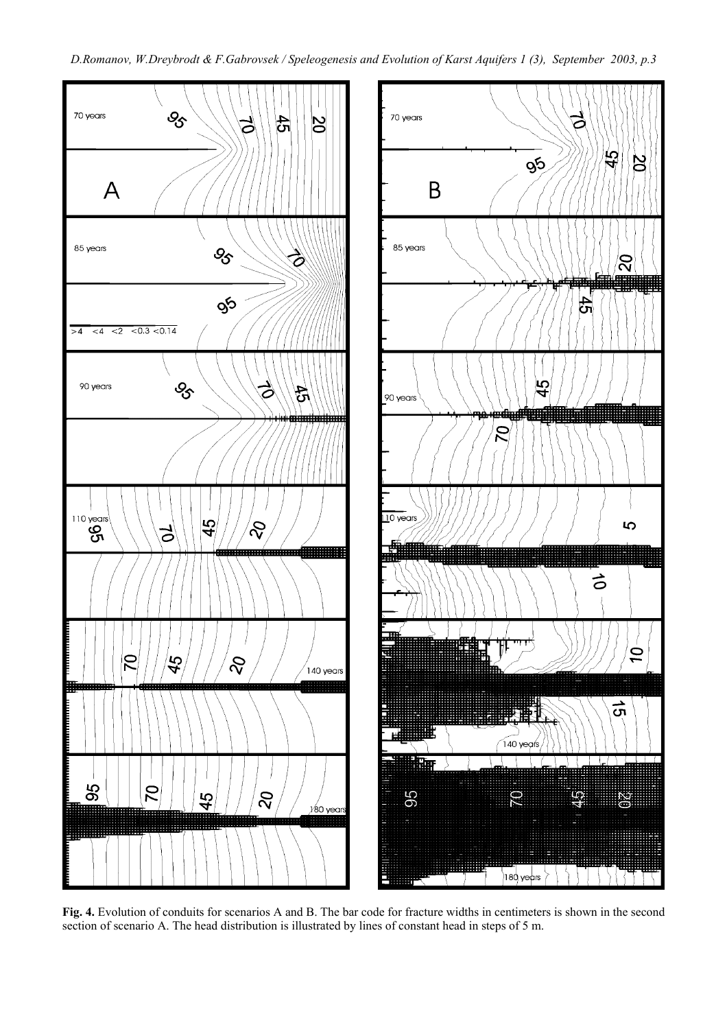**Fig. 4.** Evolution of conduits for scenarios A and B. The bar code for fracture widths in centimeters is shown in the second section of scenario A. The head distribution is illustrated by lines of constant head in steps of 5 m.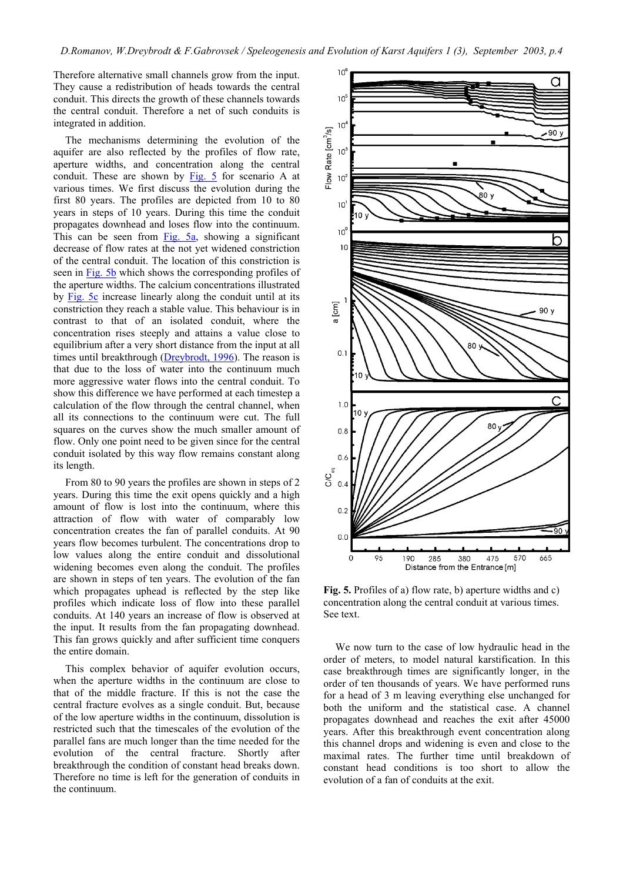Therefore alternative small channels grow from the input. They cause a redistribution of heads towards the central conduit. This directs the growth of these channels towards the central conduit. Therefore a net of such conduits is integrated in addition.

The mechanisms determining the evolution of the aquifer are also reflected by the profiles of flow rate, aperture widths, and concentration along the central conduit. These are shown by Fig. 5 for scenario A at various times. We first discuss the evolution during the first 80 years. The profiles are depicted from 10 to 80 years in steps of 10 years. During this time the conduit propagates downhead and loses flow into the continuum. This can be seen from Fig. 5a, showing a significant decrease of flow rates at the not yet widened constriction of the central conduit. The location of this constriction is seen in Fig. 5b which shows the corresponding profiles of the aperture widths. The calcium concentrations illustrated by Fig. 5c increase linearly along the conduit until at its constriction they reach a stable value. This behaviour is in contrast to that of an isolated conduit, where the concentration rises steeply and attains a value close to equilibrium after a very short distance from the input at all times until breakthrough (Dreybrodt, 1996). The reason is that due to the loss of water into the continuum much more aggressive water flows into the central conduit. To show this difference we have performed at each timestep a calculation of the flow through the central channel, when all its connections to the continuum were cut. The full squares on the curves show the much smaller amount of flow. Only one point need to be given since for the central conduit isolated by this way flow remains constant along its length.

From 80 to 90 years the profiles are shown in steps of 2 years. During this time the exit opens quickly and a high amount of flow is lost into the continuum, where this attraction of flow with water of comparably low concentration creates the fan of parallel conduits. At 90 years flow becomes turbulent. The concentrations drop to low values along the entire conduit and dissolutional widening becomes even along the conduit. The profiles are shown in steps of ten years. The evolution of the fan which propagates uphead is reflected by the step like profiles which indicate loss of flow into these parallel conduits. At 140 years an increase of flow is observed at the input. It results from the fan propagating downhead. This fan grows quickly and after sufficient time conquers the entire domain.

This complex behavior of aquifer evolution occurs, when the aperture widths in the continuum are close to that of the middle fracture. If this is not the case the central fracture evolves as a single conduit. But, because of the low aperture widths in the continuum, dissolution is restricted such that the timescales of the evolution of the parallel fans are much longer than the time needed for the evolution of the central fracture. Shortly after breakthrough the condition of constant head breaks down. Therefore no time is left for the generation of conduits in the continuum.

**Fig. 5.** Profiles of a) flow rate, b) aperture widths and c) concentration along the central conduit at various times. See text.

We now turn to the case of low hydraulic head in the order of meters, to model natural karstification. In this case breakthrough times are significantly longer, in the order of ten thousands of years. We have performed runs for a head of 3 m leaving everything else unchanged for both the uniform and the statistical case. A channel propagates downhead and reaches the exit after 45000 years. After this breakthrough event concentration along this channel drops and widening is even and close to the maximal rates. The further time until breakdown of constant head conditions is too short to allow the evolution of a fan of conduits at the exit.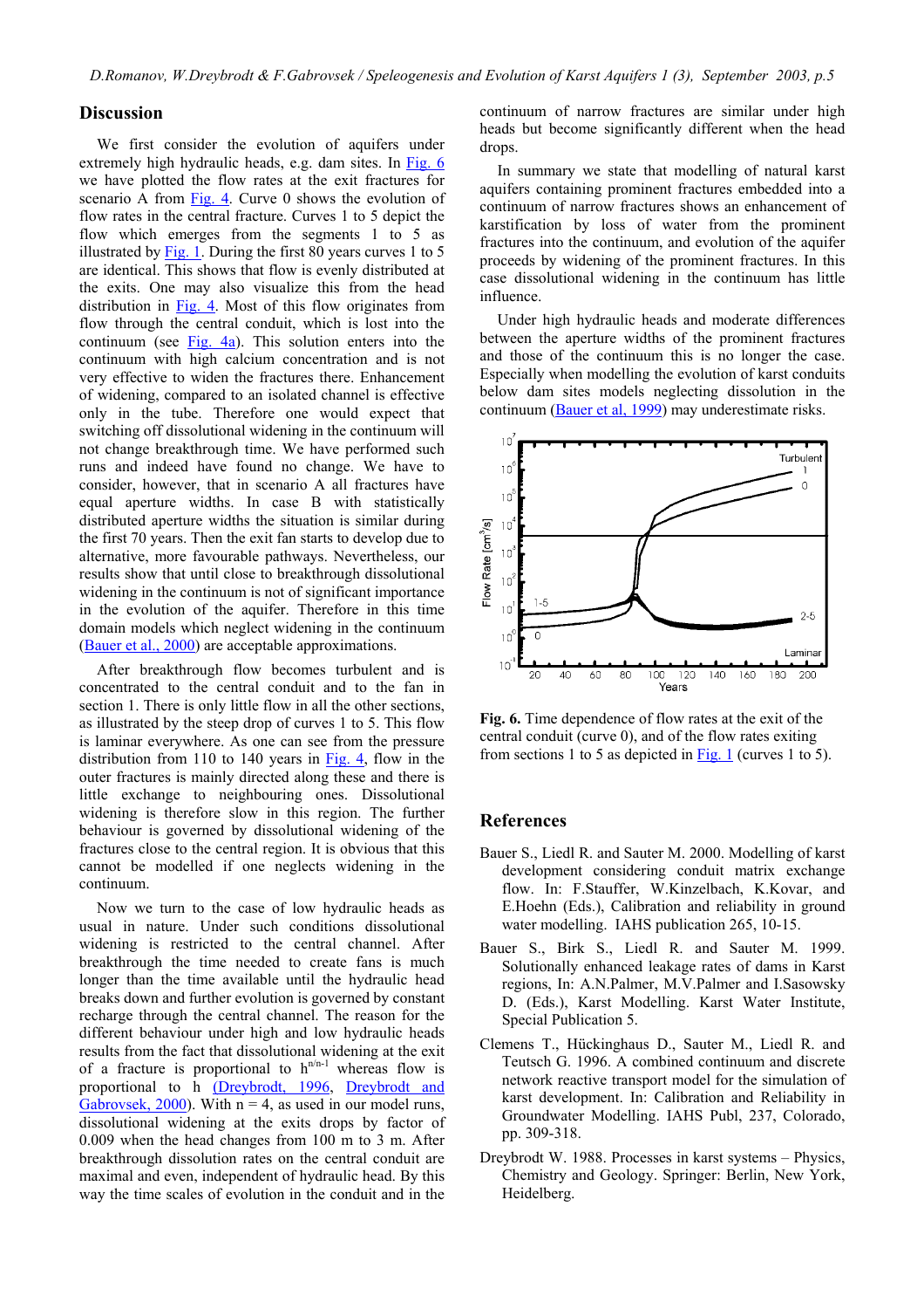## Discussion

We first consider the evolution of aquifers under extremely high hydraulic heads, e.g. dam sites. In Fig. 6 we have plotted the flow rates at the exit fractures for scenario A from Fig. 4. Curve 0 shows the evolution of flow rates in the central fracture. Curves 1 to 5 depict the flow which emerges from the segments 1 to 5 as illustrated by Fig. 1. During the first 80 years curves 1 to 5 are identical. This shows that flow is evenly distributed at the exits. One may also visualize this from the head distribution in Fig. 4. Most of this flow originates from flow through the central conduit, which is lost into the continuum (see Fig. 4a). This solution enters into the continuum with high calcium concentration and is not very effective to widen the fractures there. Enhancement of widening, compared to an isolated channel is effective only in the tube. Therefore one would expect that switching off dissolutional widening in the continuum will not change breakthrough time. We have performed such runs and indeed have found no change. We have to consider, however, that in scenario A all fractures have equal aperture widths. In case B with statistically distributed aperture widths the situation is similar during the first 70 years. Then the exit fan starts to develop due to alternative, more favourable pathways. Nevertheless, our results show that until close to breakthrough dissolutional widening in the continuum is not of significant importance in the evolution of the aquifer. Therefore in this time domain models which neglect widening in the continuum (Bauer et al., 2000) are acceptable approximations.

After breakthrough flow becomes turbulent and is concentrated to the central conduit and to the fan in section 1. There is only little flow in all the other sections, as illustrated by the steep drop of curves 1 to 5. This flow is laminar everywhere. As one can see from the pressure distribution from 110 to 140 years in Fig. 4, flow in the outer fractures is mainly directed along these and there is little exchange to neighbouring ones. Dissolutional widening is therefore slow in this region. The further behaviour is governed by dissolutional widening of the fractures close to the central region. It is obvious that this cannot be modelled if one neglects widening in the continuum.

Now we turn to the case of low hydraulic heads as usual in nature. Under such conditions dissolutional widening is restricted to the central channel. After breakthrough the time needed to create fans is much longer than the time available until the hydraulic head breaks down and further evolution is governed by constant recharge through the central channel. The reason for the different behaviour under high and low hydraulic heads results from the fact that dissolutional widening at the exit of a fracture is proportional to $h^{n/n-1}$ whereas flow is proportional to h (Dreybrodt, 1996, Dreybrodt and Gabrovsek, 2000). With n = 4, as used in our model runs, dissolutional widening at the exits drops by factor of 0.009 when the head changes from 100 m to 3 m. After breakthrough dissolution rates on the central conduit are maximal and even, independent of hydraulic head. By this way the time scales of evolution in the conduit and in the continuum of narrow fractures are similar under high heads but become significantly different when the head drops.

In summary we state that modelling of natural karst aquifers containing prominent fractures embedded into a continuum of narrow fractures shows an enhancement of karstification by loss of water from the prominent fractures into the continuum, and evolution of the aquifer proceeds by widening of the prominent fractures. In this case dissolutional widening in the continuum has little influence.

Under high hydraulic heads and moderate differences between the aperture widths of the prominent fractures and those of the continuum this is no longer the case. Especially when modelling the evolution of karst conduits below dam sites models neglecting dissolution in the continuum (Bauer et al, 1999) may underestimate risks.

**Fig. 6.** Time dependence of flow rates at the exit of the central conduit (curve 0), and of the flow rates exiting from sections 1 to 5 as depicted in Fig. 1 (curves 1 to 5).

## References

Bauer S., Liedl R. and Sauter M. 2000. Modelling of karst development considering conduit matrix exchange flow. In: F.Stauffer, W.Kinzelbach, K.Kovar, and E.Hoehn (Eds.), Calibration and reliability in ground water modelling. IAHS publication 265, 10-15.

Bauer S., Birk S., Liedl R. and Sauter M. 1999. Solutionally enhanced leakage rates of dams in Karst regions, In: A.N.Palmer, M.V.Palmer and I.Sasowsky D. (Eds.), Karst Modelling. Karst Water Institute, Special Publication 5.

Clemens T., Hückinghaus D., Sauter M., Liedl R. and Teutsch G. 1996. A combined continuum and discrete network reactive transport model for the simulation of karst development. In: Calibration and Reliability in Groundwater Modelling. IAHS Publ, 237, Colorado, pp. 309-318.

Dreybrodt W. 1988. Processes in karst systems – Physics, Chemistry and Geology. Springer: Berlin, New York, Heidelberg.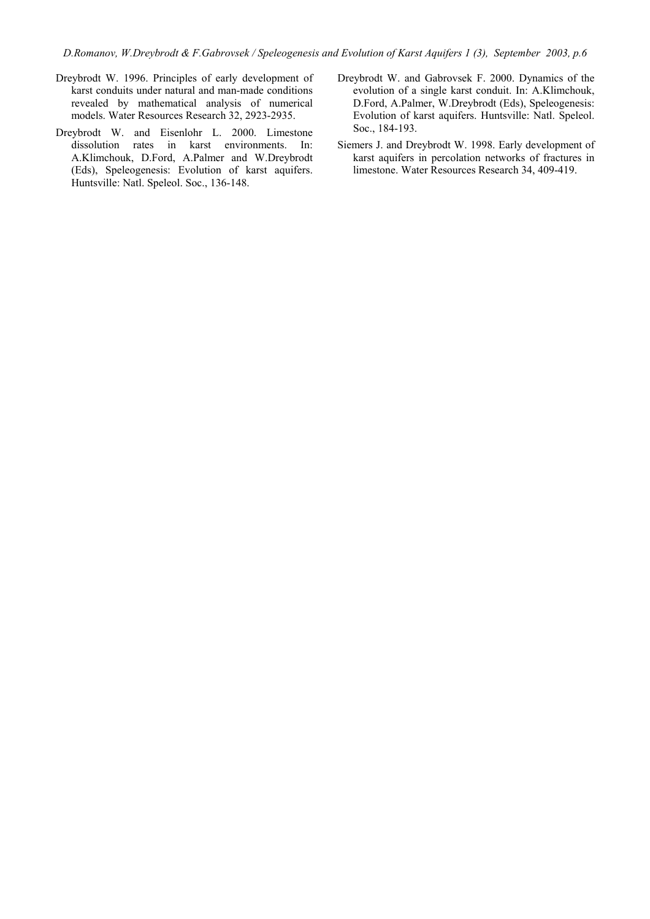Dreybrodt W. 1996. Principles of early development of karst conduits under natural and man-made conditions revealed by mathematical analysis of numerical models. Water Resources Research 32, 2923-2935.

Dreybrodt W. and Eisenlohr L. 2000. Limestone dissolution rates in karst environments. In: A.Klimchouk, D.Ford, A.Palmer and W.Dreybrodt (Eds), Speleogenesis: Evolution of karst aquifers. Huntsville: Natl. Speleol. Soc., 136-148.

Dreybrodt W. and Gabrovsek F. 2000. Dynamics of the evolution of a single karst conduit. In: A.Klimchouk, D.Ford, A.Palmer, W.Dreybrodt (Eds), Speleogenesis: Evolution of karst aquifers. Huntsville: Natl. Speleol. Soc., 184-193.

Siemers J. and Dreybrodt W. 1998. Early development of karst aquifers in percolation networks of fractures in limestone. Water Resources Research 34, 409-419.